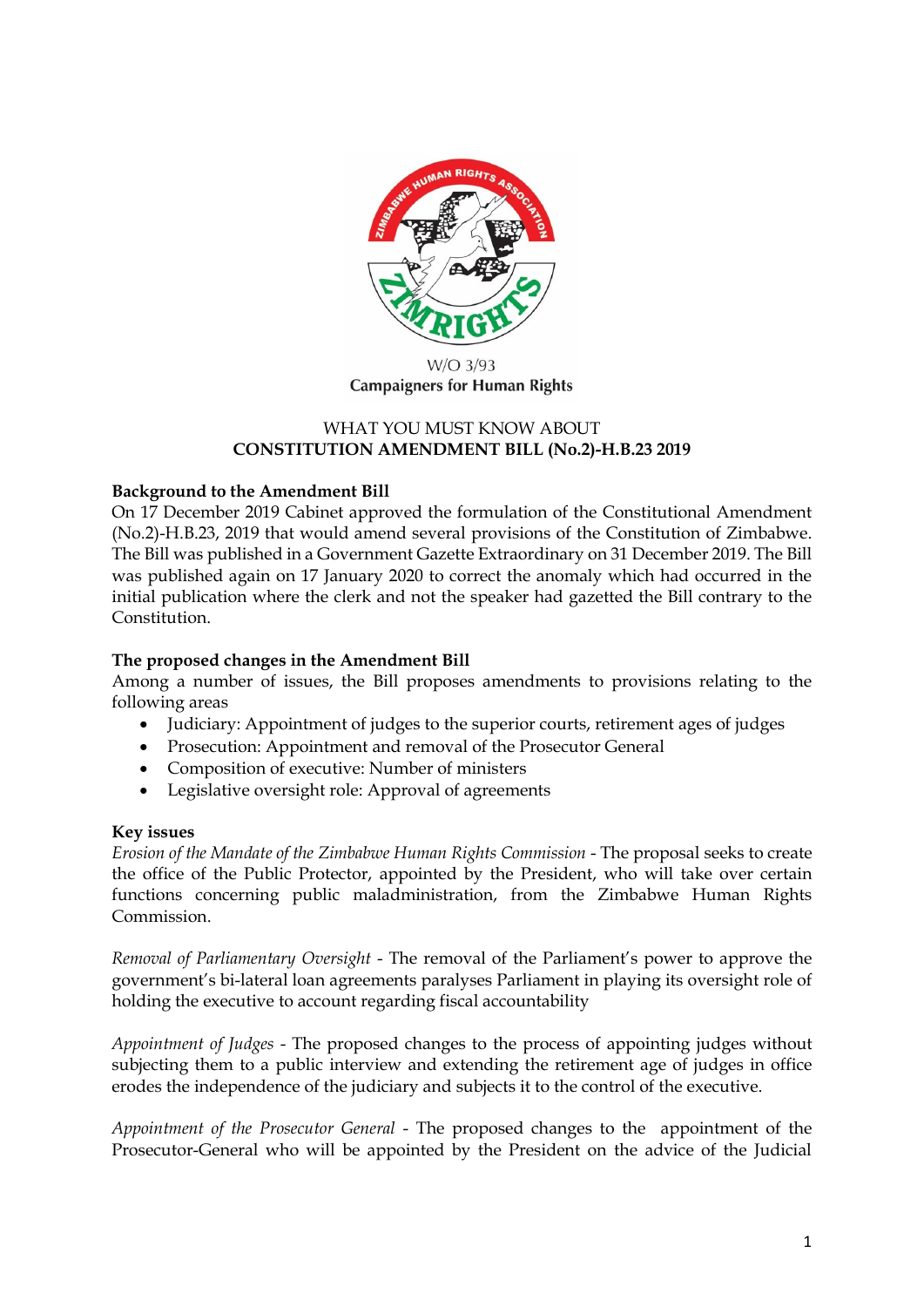W/O 3/93

**Campaigners for Human Rights**

WHAT YOU MUST KNOW ABOUT
**CONSTITUTION AMENDMENT BILL (No.2)-H.B.23 2019**

**Background to the Amendment Bill**

On 17 December 2019 Cabinet approved the formulation of the Constitutional Amendment (No.2)-H.B.23, 2019 that would amend several provisions of the Constitution of Zimbabwe. The Bill was published in a Government Gazette Extraordinary on 31 December 2019. The Bill was published again on 17 January 2020 to correct the anomaly which had occurred in the initial publication where the clerk and not the speaker had gazetted the Bill contrary to the Constitution.

**The proposed changes in the Amendment Bill**

Among a number of issues, the Bill proposes amendments to provisions relating to the following areas

- Judiciary: Appointment of judges to the superior courts, retirement ages of judges
- Prosecution: Appointment and removal of the Prosecutor General
- Composition of executive: Number of ministers
- Legislative oversight role: Approval of agreements

**Key issues**

*Erosion of the Mandate of the Zimbabwe Human Rights Commission* - The proposal seeks to create the office of the Public Protector, appointed by the President, who will take over certain functions concerning public maladministration, from the Zimbabwe Human Rights Commission.

*Removal of Parliamentary Oversight* - The removal of the Parliament's power to approve the government's bi-lateral loan agreements paralyses Parliament in playing its oversight role of holding the executive to account regarding fiscal accountability

*Appointment of Judges* - The proposed changes to the process of appointing judges without subjecting them to a public interview and extending the retirement age of judges in office erodes the independence of the judiciary and subjects it to the control of the executive.

*Appointment of the Prosecutor General* - The proposed changes to the appointment of the Prosecutor-General who will be appointed by the President on the advice of the Judicial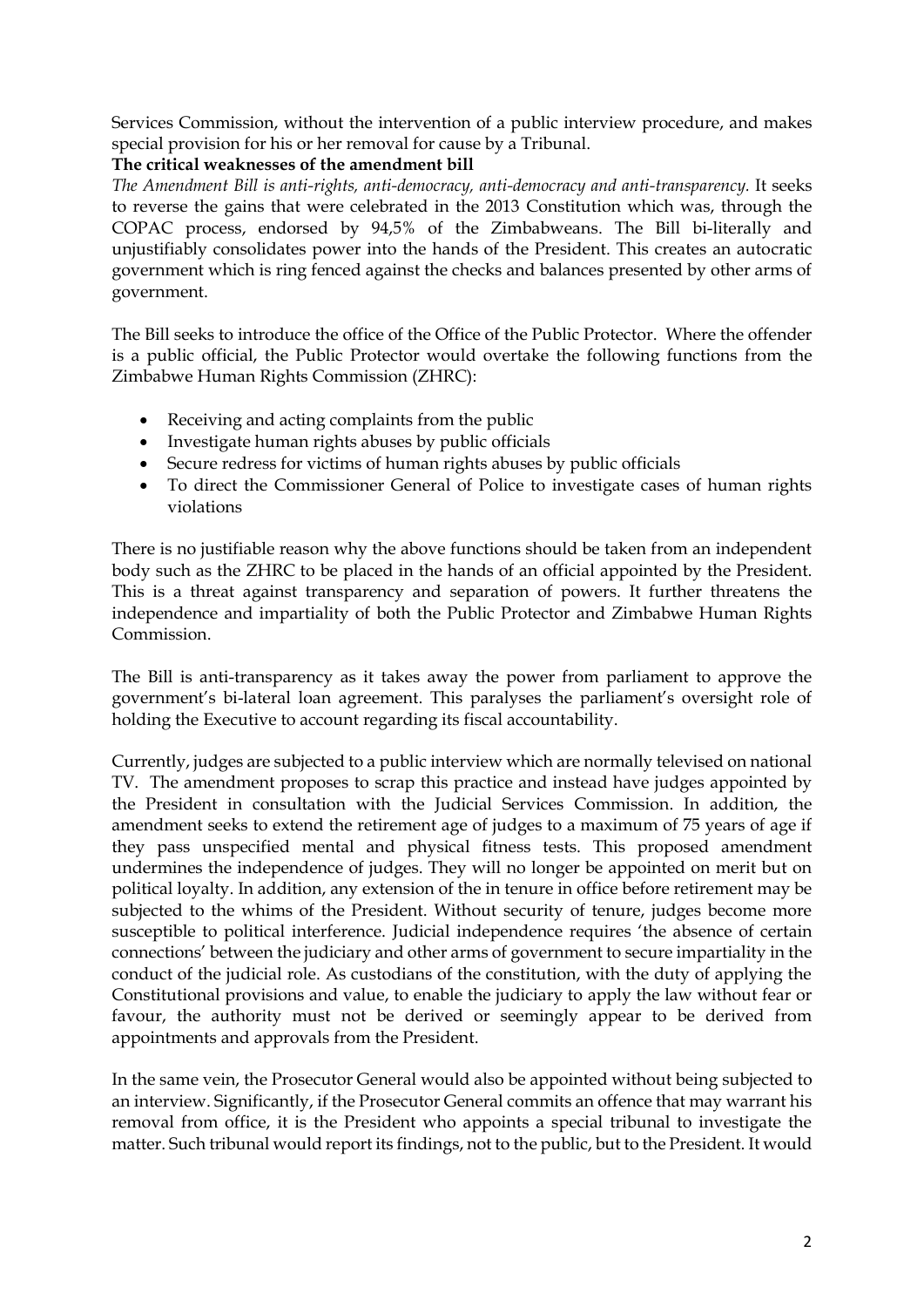Services Commission, without the intervention of a public interview procedure, and makes special provision for his or her removal for cause by a Tribunal.

**The critical weaknesses of the amendment bill**

*The Amendment Bill is anti-rights, anti-democracy, anti-democracy and anti-transparency.* It seeks to reverse the gains that were celebrated in the 2013 Constitution which was, through the COPAC process, endorsed by 94,5% of the Zimbabweans. The Bill bi-literally and unjustifiably consolidates power into the hands of the President. This creates an autocratic government which is ring fenced against the checks and balances presented by other arms of government.

The Bill seeks to introduce the office of the Office of the Public Protector. Where the offender is a public official, the Public Protector would overtake the following functions from the Zimbabwe Human Rights Commission (ZHRC):

- Receiving and acting complaints from the public
- Investigate human rights abuses by public officials
- Secure redress for victims of human rights abuses by public officials
- To direct the Commissioner General of Police to investigate cases of human rights violations

There is no justifiable reason why the above functions should be taken from an independent body such as the ZHRC to be placed in the hands of an official appointed by the President. This is a threat against transparency and separation of powers. It further threatens the independence and impartiality of both the Public Protector and Zimbabwe Human Rights Commission.

The Bill is anti-transparency as it takes away the power from parliament to approve the government's bi-lateral loan agreement. This paralyses the parliament's oversight role of holding the Executive to account regarding its fiscal accountability.

Currently, judges are subjected to a public interview which are normally televised on national TV. The amendment proposes to scrap this practice and instead have judges appointed by the President in consultation with the Judicial Services Commission. In addition, the amendment seeks to extend the retirement age of judges to a maximum of 75 years of age if they pass unspecified mental and physical fitness tests. This proposed amendment undermines the independence of judges. They will no longer be appointed on merit but on political loyalty. In addition, any extension of the in tenure in office before retirement may be subjected to the whims of the President. Without security of tenure, judges become more susceptible to political interference. Judicial independence requires 'the absence of certain connections' between the judiciary and other arms of government to secure impartiality in the conduct of the judicial role. As custodians of the constitution, with the duty of applying the Constitutional provisions and value, to enable the judiciary to apply the law without fear or favour, the authority must not be derived or seemingly appear to be derived from appointments and approvals from the President.

In the same vein, the Prosecutor General would also be appointed without being subjected to an interview. Significantly, if the Prosecutor General commits an offence that may warrant his removal from office, it is the President who appoints a special tribunal to investigate the matter. Such tribunal would report its findings, not to the public, but to the President. It would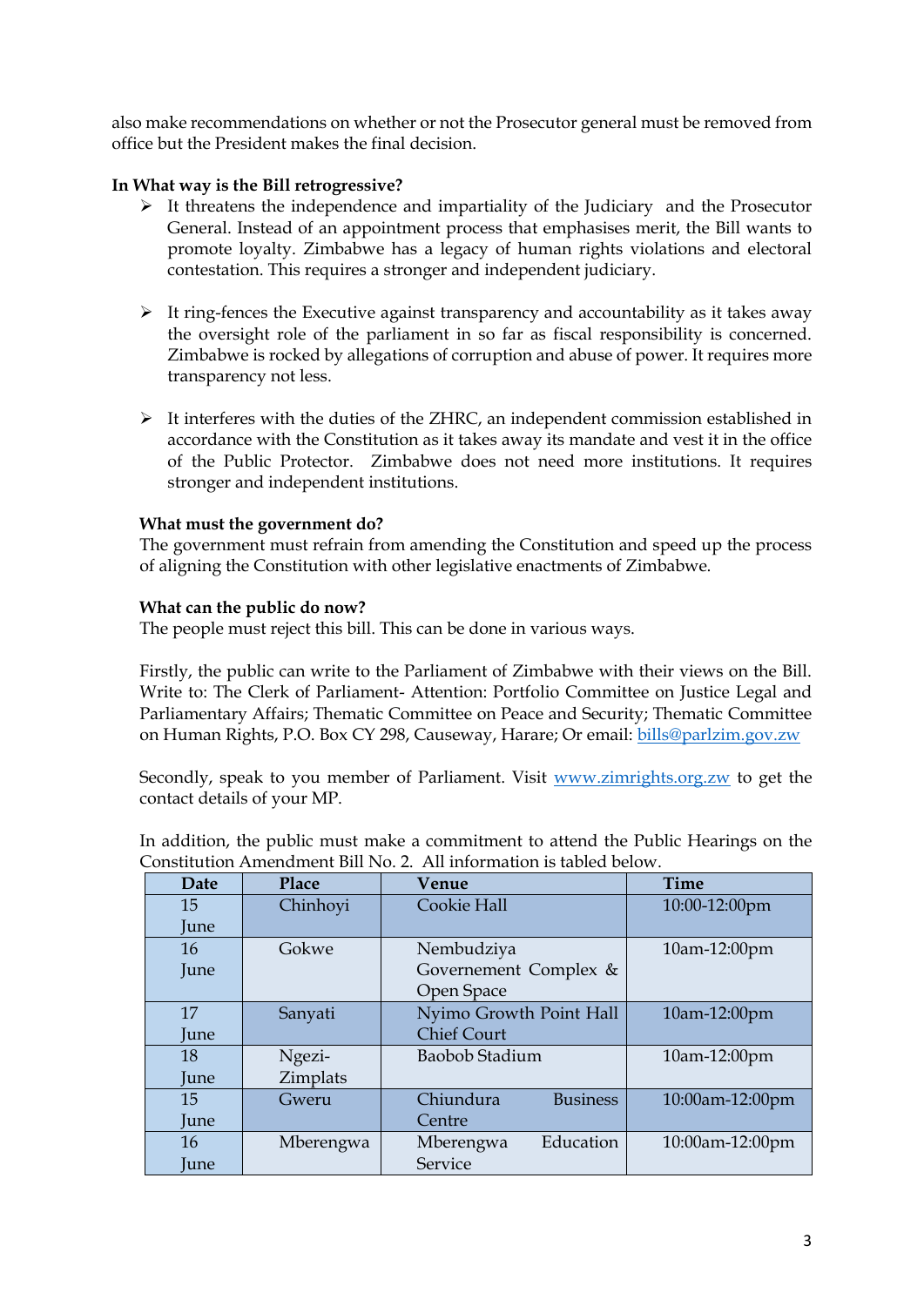also make recommendations on whether or not the Prosecutor general must be removed from office but the President makes the final decision.

**In What way is the Bill retrogressive?**

- It threatens the independence and impartiality of the Judiciary and the Prosecutor General. Instead of an appointment process that emphasises merit, the Bill wants to promote loyalty. Zimbabwe has a legacy of human rights violations and electoral contestation. This requires a stronger and independent judiciary.

- It ring-fences the Executive against transparency and accountability as it takes away the oversight role of the parliament in so far as fiscal responsibility is concerned. Zimbabwe is rocked by allegations of corruption and abuse of power. It requires more transparency not less.

- It interferes with the duties of the ZHRC, an independent commission established in accordance with the Constitution as it takes away its mandate and vest it in the office of the Public Protector. Zimbabwe does not need more institutions. It requires stronger and independent institutions.

**What must the government do?**

The government must refrain from amending the Constitution and speed up the process of aligning the Constitution with other legislative enactments of Zimbabwe.

**What can the public do now?**

The people must reject this bill. This can be done in various ways.

Firstly, the public can write to the Parliament of Zimbabwe with their views on the Bill. Write to: The Clerk of Parliament- Attention: Portfolio Committee on Justice Legal and Parliamentary Affairs; Thematic Committee on Peace and Security; Thematic Committee on Human Rights, P.O. Box CY 298, Causeway, Harare; Or email: bills@parlzim.gov.zw

Secondly, speak to you member of Parliament. Visit www.zimrights.org.zw to get the contact details of your MP.

In addition, the public must make a commitment to attend the Public Hearings on the Constitution Amendment Bill No. 2. All information is tabled below.

| Date | Place | Venue | Time |
|---|---|---|---|
| 15 June | Chinhoyi | Cookie Hall | 10:00-12:00pm |
| 16 June | Gokwe | Nembudziya Governement Complex & Open Space | 10am-12:00pm |
| 17 June | Sanyati | Nyimo Growth Point Hall Chief Court | 10am-12:00pm |
| 18 June | Ngezi-Zimplats | Baobob Stadium | 10am-12:00pm |
| 15 June | Gweru | Chiundura Business Centre | 10:00am-12:00pm |
| 16 June | Mberengwa | Mberengwa Education Service | 10:00am-12:00pm |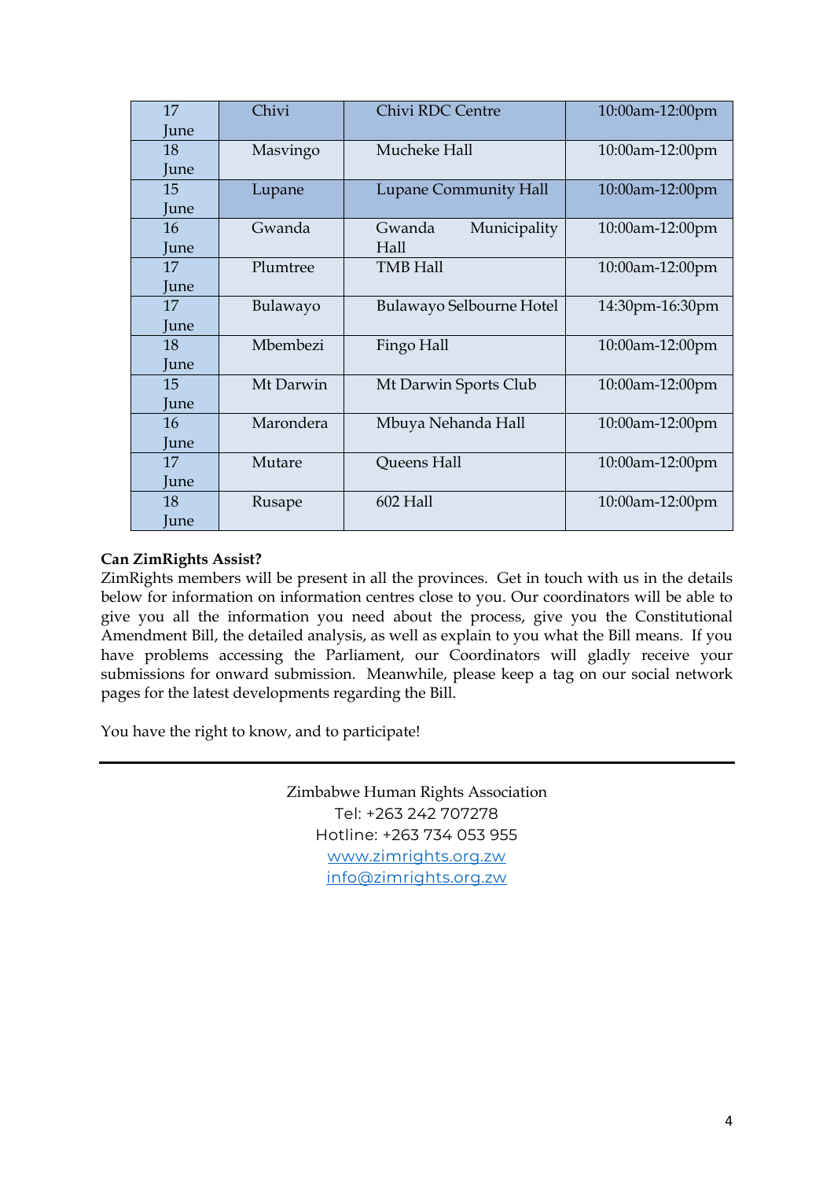| | | | |
|---|---|---|---|
| 17 June | Chivi | Chivi RDC Centre | 10:00am-12:00pm |
| 18 June | Masvingo | Mucheke Hall | 10:00am-12:00pm |
| 15 June | Lupane | Lupane Community Hall | 10:00am-12:00pm |
| 16 June | Gwanda | Gwanda Municipality Hall | 10:00am-12:00pm |
| 17 June | Plumtree | TMB Hall | 10:00am-12:00pm |
| 17 June | Bulawayo | Bulawayo Selbourne Hotel | 14:30pm-16:30pm |
| 18 June | Mbembezi | Fingo Hall | 10:00am-12:00pm |
| 15 June | Mt Darwin | Mt Darwin Sports Club | 10:00am-12:00pm |
| 16 June | Marondera | Mbuya Nehanda Hall | 10:00am-12:00pm |
| 17 June | Mutare | Queens Hall | 10:00am-12:00pm |
| 18 June | Rusape | 602 Hall | 10:00am-12:00pm |

**Can ZimRights Assist?**

ZimRights members will be present in all the provinces. Get in touch with us in the details below for information on information centres close to you. Our coordinators will be able to give you all the information you need about the process, give you the Constitutional Amendment Bill, the detailed analysis, as well as explain to you what the Bill means. If you have problems accessing the Parliament, our Coordinators will gladly receive your submissions for onward submission. Meanwhile, please keep a tag on our social network pages for the latest developments regarding the Bill.

You have the right to know, and to participate!

---

Zimbabwe Human Rights Association
Tel: +263 242 707278
Hotline: +263 734 053 955
www.zimrights.org.zw
info@zimrights.org.zw